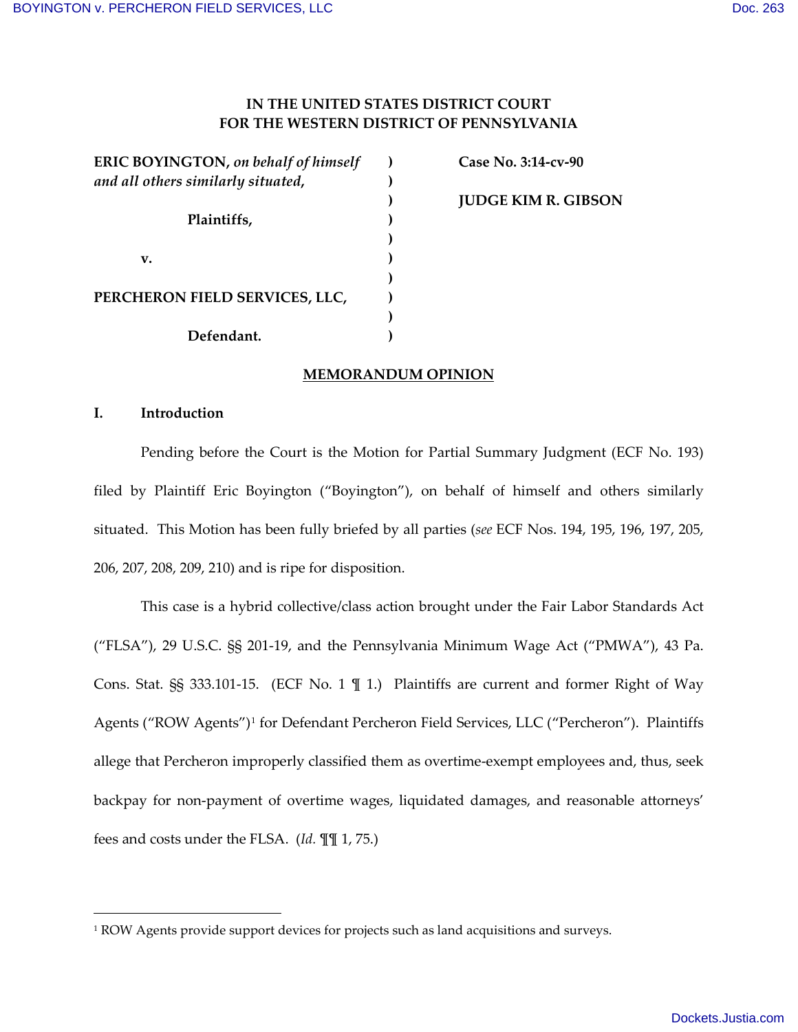# IN THE UNITED STATES DISTRICT COURT FOR THE WESTERN DISTRICT OF PENNSYLVANIA

| | | |
|---|---|---|
| **ERIC BOYINGTON,** ***on behalf of himself and all others similarly situated,*** | ) | **Case No. 3:14-cv-90** |
| | ) | |
| **Plaintiffs,** | ) | **JUDGE KIM R. GIBSON** |
| | ) | |
| **v.** | ) | |
| | ) | |
| **PERCHERON FIELD SERVICES, LLC,** | ) | |
| | ) | |
| **Defendant.** | ) | |

## MEMORANDUM OPINION

### I. Introduction

Pending before the Court is the Motion for Partial Summary Judgment (ECF No. 193) filed by Plaintiff Eric Boyington ("Boyington"), on behalf of himself and others similarly situated. This Motion has been fully briefed by all parties (*see* ECF Nos. 194, 195, 196, 197, 205, 206, 207, 208, 209, 210) and is ripe for disposition.

This case is a hybrid collective/class action brought under the Fair Labor Standards Act ("FLSA"), 29 U.S.C. §§ 201-19, and the Pennsylvania Minimum Wage Act ("PMWA"), 43 Pa. Cons. Stat. §§ 333.101-15. (ECF No. 1 ¶ 1.) Plaintiffs are current and former Right of Way Agents ("ROW Agents")[1] for Defendant Percheron Field Services, LLC ("Percheron"). Plaintiffs allege that Percheron improperly classified them as overtime-exempt employees and, thus, seek backpay for non-payment of overtime wages, liquidated damages, and reasonable attorneys' fees and costs under the FLSA. (*Id.* ¶¶ 1, 75.)

---

[1] ROW Agents provide support devices for projects such as land acquisitions and surveys.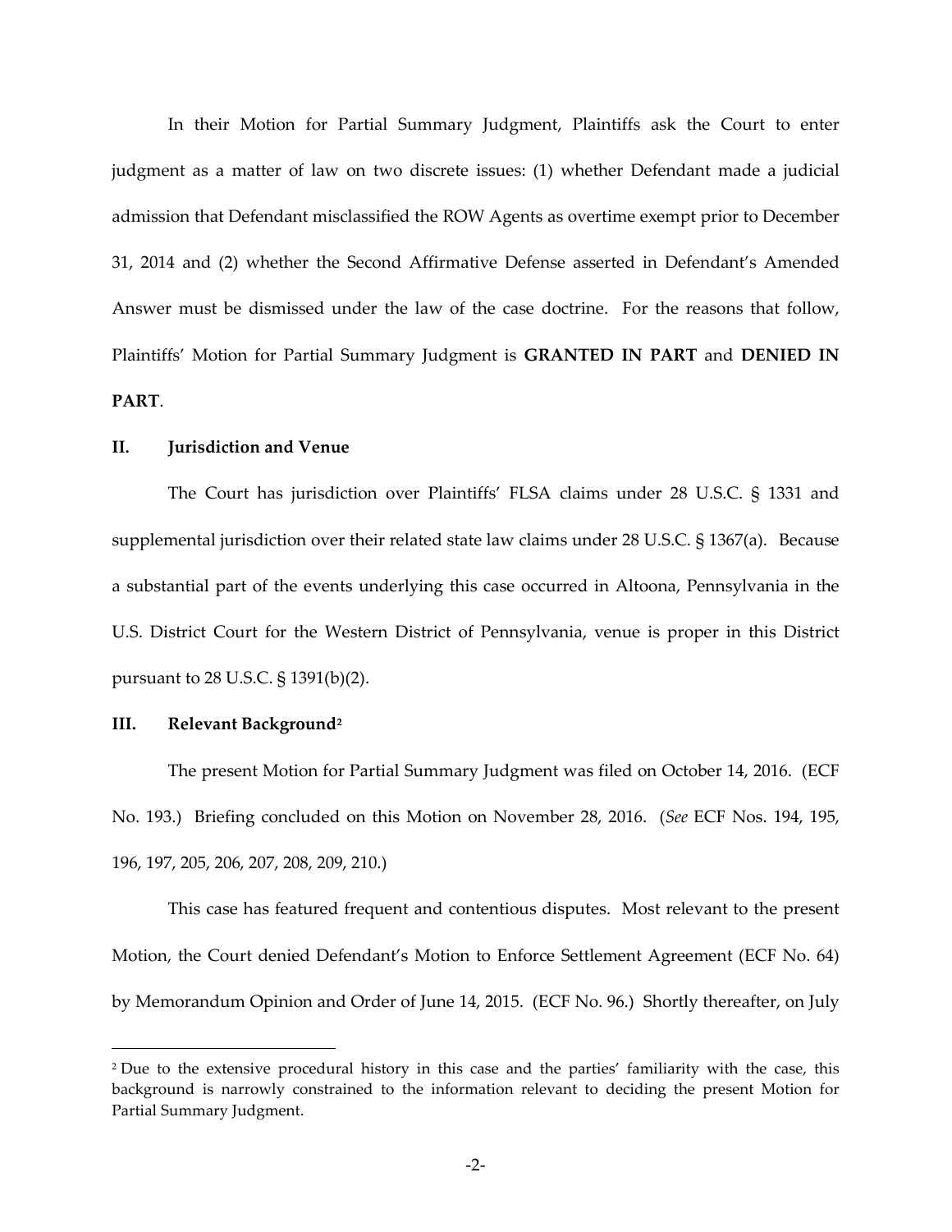In their Motion for Partial Summary Judgment, Plaintiffs ask the Court to enter judgment as a matter of law on two discrete issues: (1) whether Defendant made a judicial admission that Defendant misclassified the ROW Agents as overtime exempt prior to December 31, 2014 and (2) whether the Second Affirmative Defense asserted in Defendant's Amended Answer must be dismissed under the law of the case doctrine. For the reasons that follow, Plaintiffs' Motion for Partial Summary Judgment is **GRANTED IN PART** and **DENIED IN PART**.

## II. Jurisdiction and Venue

The Court has jurisdiction over Plaintiffs' FLSA claims under 28 U.S.C. § 1331 and supplemental jurisdiction over their related state law claims under 28 U.S.C. § 1367(a). Because a substantial part of the events underlying this case occurred in Altoona, Pennsylvania in the U.S. District Court for the Western District of Pennsylvania, venue is proper in this District pursuant to 28 U.S.C. § 1391(b)(2).

## III. Relevant Background[2]

The present Motion for Partial Summary Judgment was filed on October 14, 2016. (ECF No. 193.) Briefing concluded on this Motion on November 28, 2016. (*See* ECF Nos. 194, 195, 196, 197, 205, 206, 207, 208, 209, 210.)

This case has featured frequent and contentious disputes. Most relevant to the present Motion, the Court denied Defendant's Motion to Enforce Settlement Agreement (ECF No. 64) by Memorandum Opinion and Order of June 14, 2015. (ECF No. 96.) Shortly thereafter, on July

[2] Due to the extensive procedural history in this case and the parties' familiarity with the case, this background is narrowly constrained to the information relevant to deciding the present Motion for Partial Summary Judgment.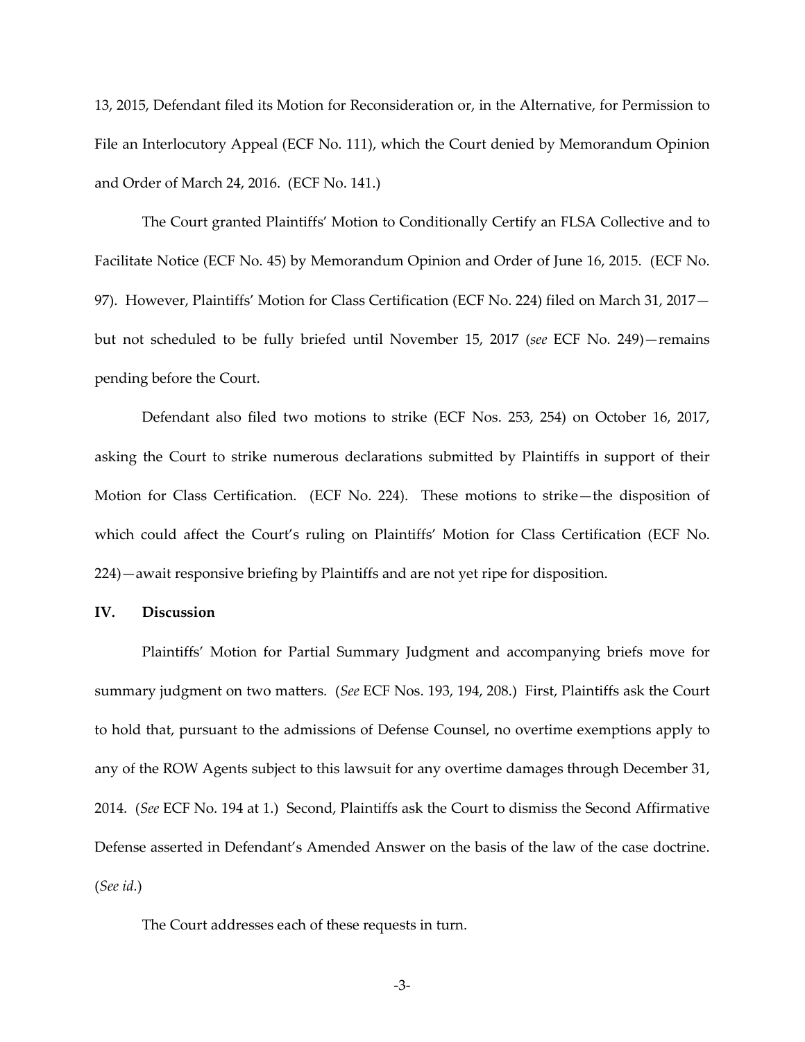13, 2015, Defendant filed its Motion for Reconsideration or, in the Alternative, for Permission to File an Interlocutory Appeal (ECF No. 111), which the Court denied by Memorandum Opinion and Order of March 24, 2016. (ECF No. 141.)

The Court granted Plaintiffs' Motion to Conditionally Certify an FLSA Collective and to Facilitate Notice (ECF No. 45) by Memorandum Opinion and Order of June 16, 2015. (ECF No. 97). However, Plaintiffs' Motion for Class Certification (ECF No. 224) filed on March 31, 2017—but not scheduled to be fully briefed until November 15, 2017 (*see* ECF No. 249)—remains pending before the Court.

Defendant also filed two motions to strike (ECF Nos. 253, 254) on October 16, 2017, asking the Court to strike numerous declarations submitted by Plaintiffs in support of their Motion for Class Certification. (ECF No. 224). These motions to strike—the disposition of which could affect the Court's ruling on Plaintiffs' Motion for Class Certification (ECF No. 224)—await responsive briefing by Plaintiffs and are not yet ripe for disposition.

## IV. Discussion

Plaintiffs' Motion for Partial Summary Judgment and accompanying briefs move for summary judgment on two matters. (*See* ECF Nos. 193, 194, 208.) First, Plaintiffs ask the Court to hold that, pursuant to the admissions of Defense Counsel, no overtime exemptions apply to any of the ROW Agents subject to this lawsuit for any overtime damages through December 31, 2014. (*See* ECF No. 194 at 1.) Second, Plaintiffs ask the Court to dismiss the Second Affirmative Defense asserted in Defendant's Amended Answer on the basis of the law of the case doctrine. (*See id.*)

The Court addresses each of these requests in turn.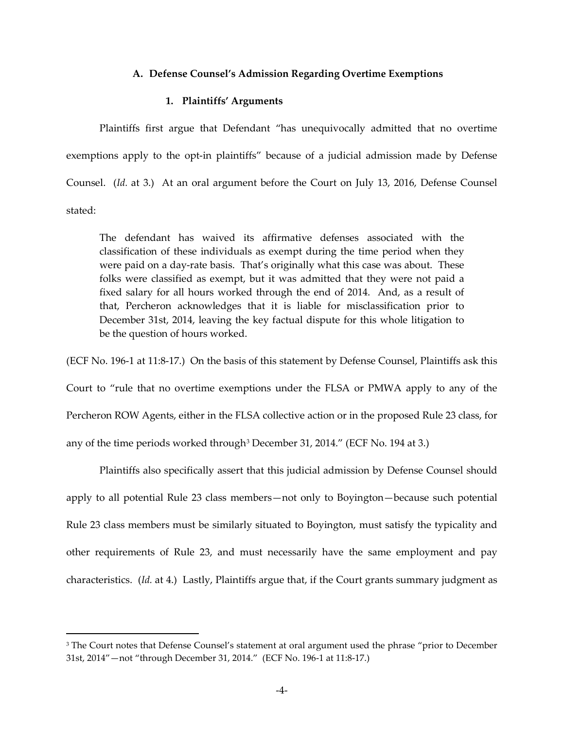### A. Defense Counsel's Admission Regarding Overtime Exemptions

#### 1. Plaintiffs' Arguments

Plaintiffs first argue that Defendant "has unequivocally admitted that no overtime exemptions apply to the opt-in plaintiffs" because of a judicial admission made by Defense Counsel. (*Id.* at 3.) At an oral argument before the Court on July 13, 2016, Defense Counsel stated:

> The defendant has waived its affirmative defenses associated with the classification of these individuals as exempt during the time period when they were paid on a day-rate basis. That's originally what this case was about. These folks were classified as exempt, but it was admitted that they were not paid a fixed salary for all hours worked through the end of 2014. And, as a result of that, Percheron acknowledges that it is liable for misclassification prior to December 31st, 2014, leaving the key factual dispute for this whole litigation to be the question of hours worked.

(ECF No. 196-1 at 11:8-17.) On the basis of this statement by Defense Counsel, Plaintiffs ask this Court to "rule that no overtime exemptions under the FLSA or PMWA apply to any of the Percheron ROW Agents, either in the FLSA collective action or in the proposed Rule 23 class, for any of the time periods worked through[3] December 31, 2014." (ECF No. 194 at 3.)

Plaintiffs also specifically assert that this judicial admission by Defense Counsel should apply to all potential Rule 23 class members—not only to Boyington—because such potential Rule 23 class members must be similarly situated to Boyington, must satisfy the typicality and other requirements of Rule 23, and must necessarily have the same employment and pay characteristics. (*Id.* at 4.) Lastly, Plaintiffs argue that, if the Court grants summary judgment as

---

[3] The Court notes that Defense Counsel's statement at oral argument used the phrase "prior to December 31st, 2014"—not "through December 31, 2014." (ECF No. 196-1 at 11:8-17.)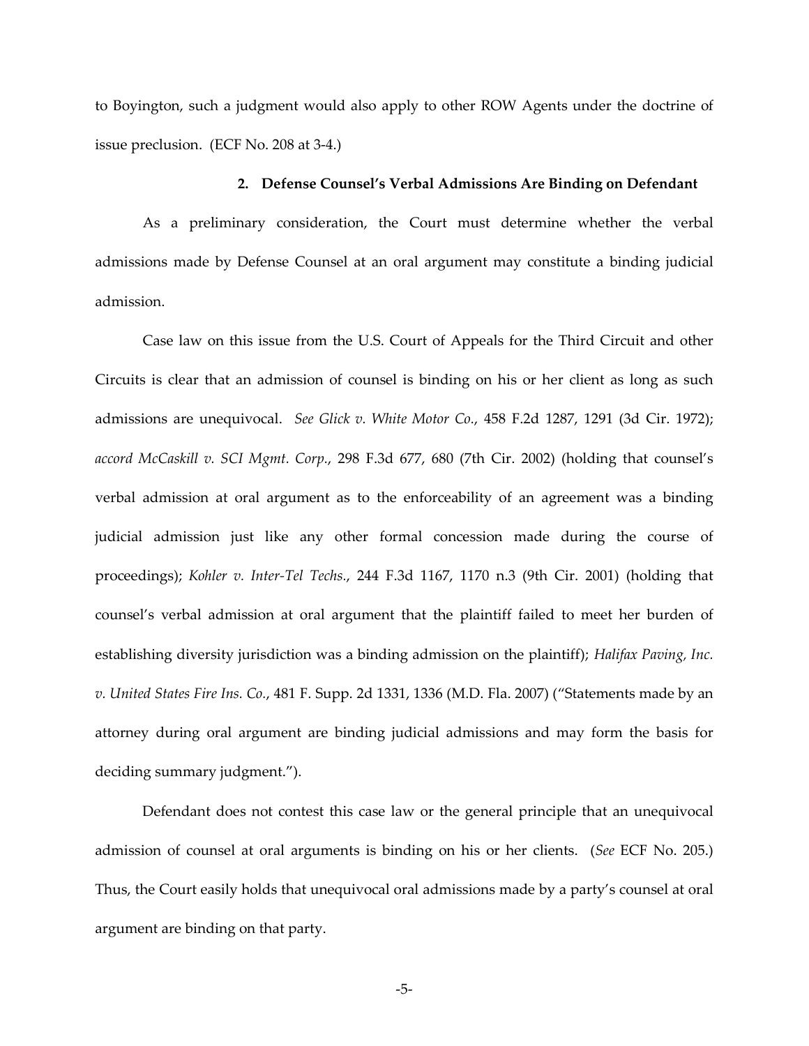to Boyington, such a judgment would also apply to other ROW Agents under the doctrine of issue preclusion. (ECF No. 208 at 3-4.)

### 2. Defense Counsel's Verbal Admissions Are Binding on Defendant

As a preliminary consideration, the Court must determine whether the verbal admissions made by Defense Counsel at an oral argument may constitute a binding judicial admission.

Case law on this issue from the U.S. Court of Appeals for the Third Circuit and other Circuits is clear that an admission of counsel is binding on his or her client as long as such admissions are unequivocal. *See Glick v. White Motor Co.*, 458 F.2d 1287, 1291 (3d Cir. 1972); *accord McCaskill v. SCI Mgmt. Corp.*, 298 F.3d 677, 680 (7th Cir. 2002) (holding that counsel's verbal admission at oral argument as to the enforceability of an agreement was a binding judicial admission just like any other formal concession made during the course of proceedings); *Kohler v. Inter-Tel Techs.*, 244 F.3d 1167, 1170 n.3 (9th Cir. 2001) (holding that counsel's verbal admission at oral argument that the plaintiff failed to meet her burden of establishing diversity jurisdiction was a binding admission on the plaintiff); *Halifax Paving, Inc. v. United States Fire Ins. Co.*, 481 F. Supp. 2d 1331, 1336 (M.D. Fla. 2007) ("Statements made by an attorney during oral argument are binding judicial admissions and may form the basis for deciding summary judgment.").

Defendant does not contest this case law or the general principle that an unequivocal admission of counsel at oral arguments is binding on his or her clients. (*See* ECF No. 205.) Thus, the Court easily holds that unequivocal oral admissions made by a party's counsel at oral argument are binding on that party.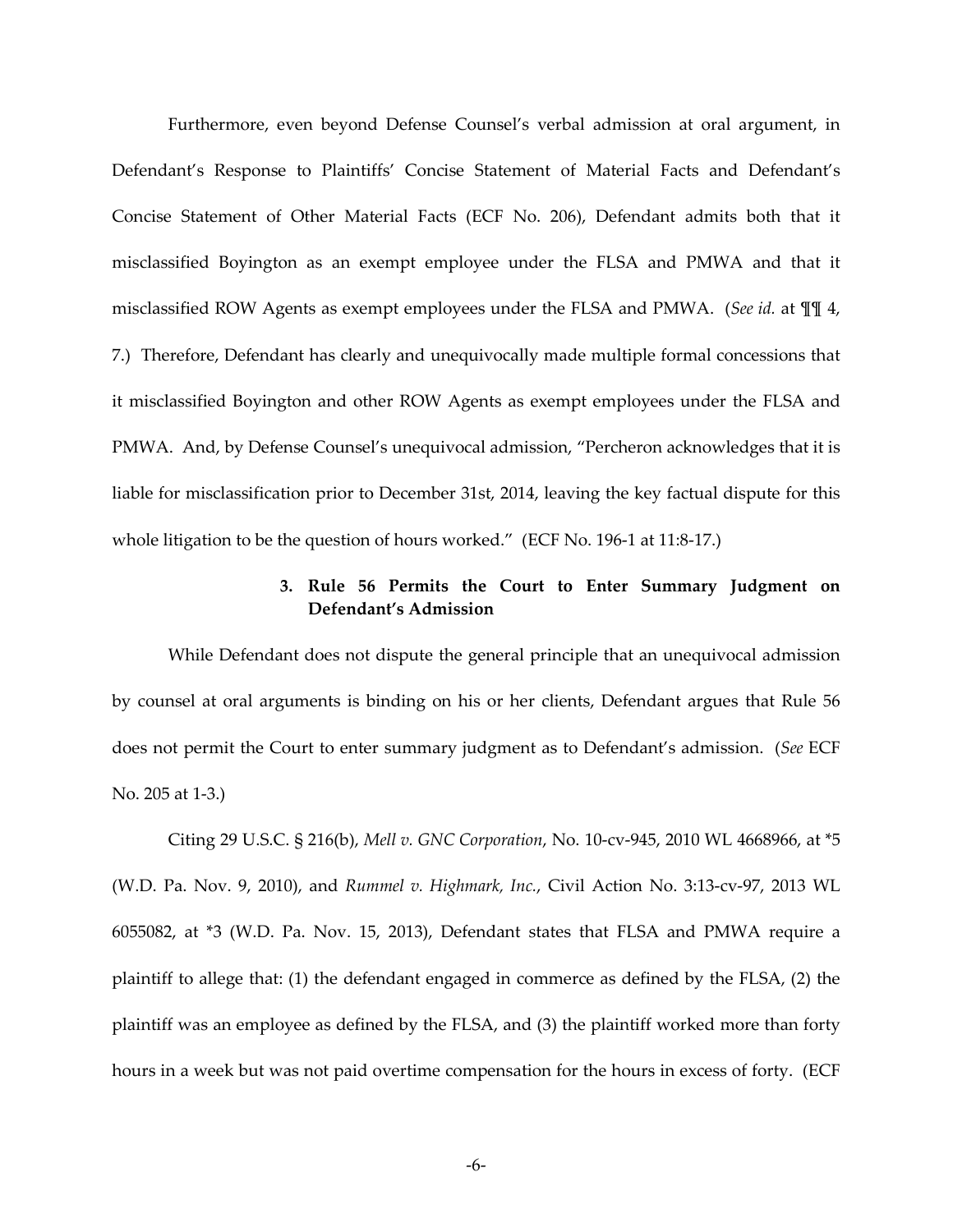Furthermore, even beyond Defense Counsel's verbal admission at oral argument, in Defendant's Response to Plaintiffs' Concise Statement of Material Facts and Defendant's Concise Statement of Other Material Facts (ECF No. 206), Defendant admits both that it misclassified Boyington as an exempt employee under the FLSA and PMWA and that it misclassified ROW Agents as exempt employees under the FLSA and PMWA. (*See id.* at ¶¶ 4, 7.) Therefore, Defendant has clearly and unequivocally made multiple formal concessions that it misclassified Boyington and other ROW Agents as exempt employees under the FLSA and PMWA. And, by Defense Counsel's unequivocal admission, "Percheron acknowledges that it is liable for misclassification prior to December 31st, 2014, leaving the key factual dispute for this whole litigation to be the question of hours worked." (ECF No. 196-1 at 11:8-17.)

### 3. Rule 56 Permits the Court to Enter Summary Judgment on Defendant's Admission

While Defendant does not dispute the general principle that an unequivocal admission by counsel at oral arguments is binding on his or her clients, Defendant argues that Rule 56 does not permit the Court to enter summary judgment as to Defendant's admission. (*See* ECF No. 205 at 1-3.)

Citing 29 U.S.C. § 216(b), *Mell v. GNC Corporation*, No. 10-cv-945, 2010 WL 4668966, at *5 (W.D. Pa. Nov. 9, 2010), and *Rummel v. Highmark, Inc.*, Civil Action No. 3:13-cv-97, 2013 WL 6055082, at *3 (W.D. Pa. Nov. 15, 2013), Defendant states that FLSA and PMWA require a plaintiff to allege that: (1) the defendant engaged in commerce as defined by the FLSA, (2) the plaintiff was an employee as defined by the FLSA, and (3) the plaintiff worked more than forty hours in a week but was not paid overtime compensation for the hours in excess of forty. (ECF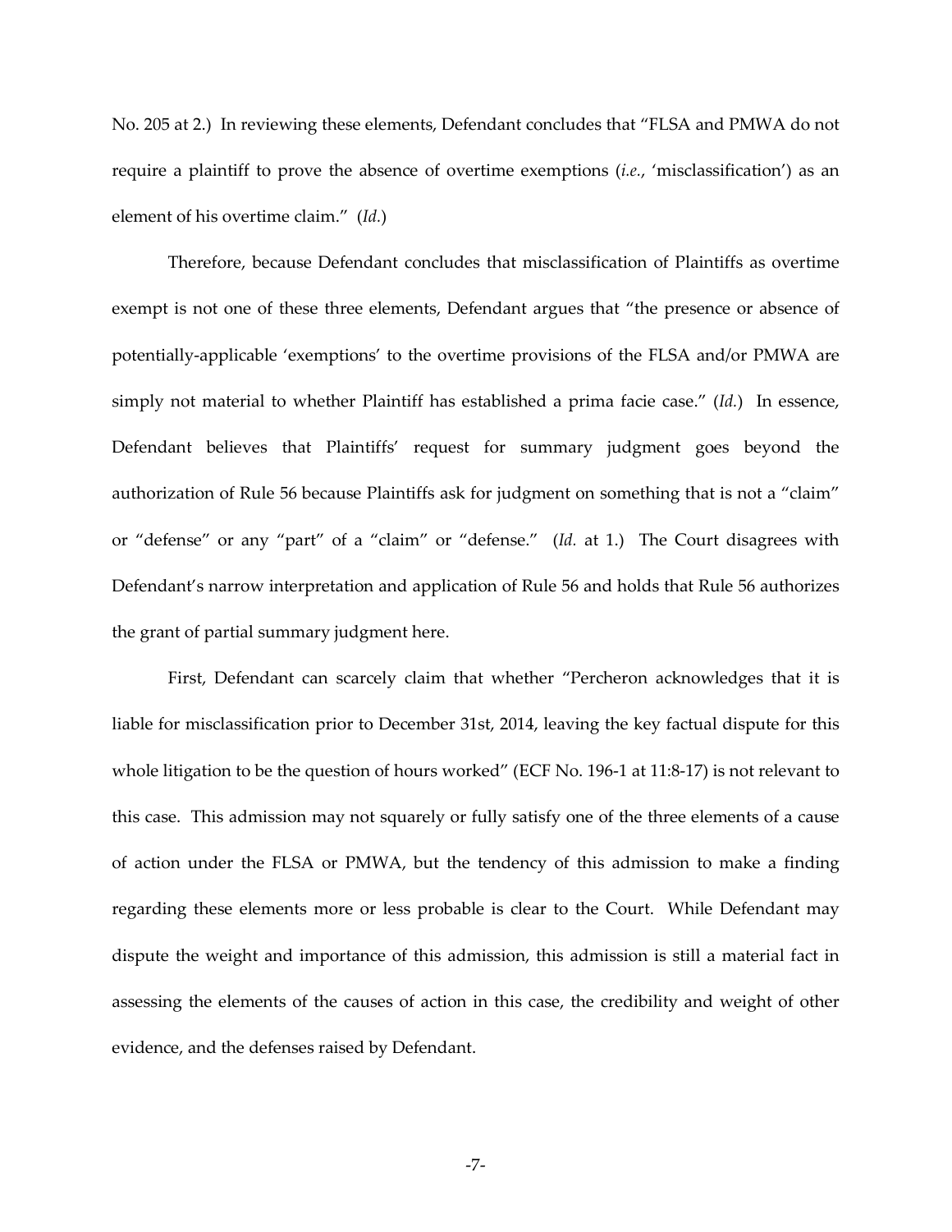No. 205 at 2.) In reviewing these elements, Defendant concludes that "FLSA and PMWA do not require a plaintiff to prove the absence of overtime exemptions (*i.e.*, 'misclassification') as an element of his overtime claim." (*Id.*)

Therefore, because Defendant concludes that misclassification of Plaintiffs as overtime exempt is not one of these three elements, Defendant argues that "the presence or absence of potentially-applicable 'exemptions' to the overtime provisions of the FLSA and/or PMWA are simply not material to whether Plaintiff has established a prima facie case." (*Id.*) In essence, Defendant believes that Plaintiffs' request for summary judgment goes beyond the authorization of Rule 56 because Plaintiffs ask for judgment on something that is not a "claim" or "defense" or any "part" of a "claim" or "defense." (*Id.* at 1.) The Court disagrees with Defendant's narrow interpretation and application of Rule 56 and holds that Rule 56 authorizes the grant of partial summary judgment here.

First, Defendant can scarcely claim that whether "Percheron acknowledges that it is liable for misclassification prior to December 31st, 2014, leaving the key factual dispute for this whole litigation to be the question of hours worked" (ECF No. 196-1 at 11:8-17) is not relevant to this case. This admission may not squarely or fully satisfy one of the three elements of a cause of action under the FLSA or PMWA, but the tendency of this admission to make a finding regarding these elements more or less probable is clear to the Court. While Defendant may dispute the weight and importance of this admission, this admission is still a material fact in assessing the elements of the causes of action in this case, the credibility and weight of other evidence, and the defenses raised by Defendant.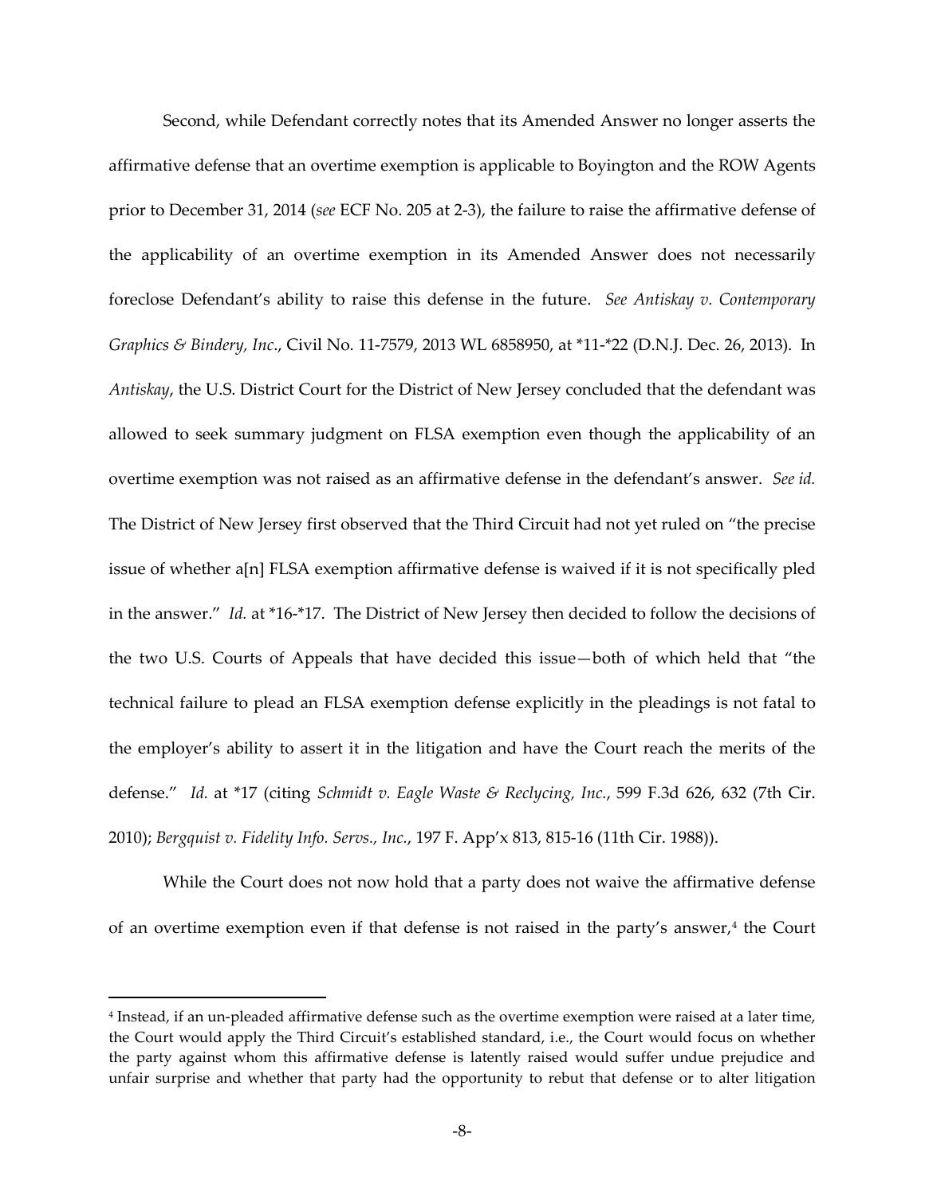Second, while Defendant correctly notes that its Amended Answer no longer asserts the affirmative defense that an overtime exemption is applicable to Boyington and the ROW Agents prior to December 31, 2014 (*see* ECF No. 205 at 2-3), the failure to raise the affirmative defense of the applicability of an overtime exemption in its Amended Answer does not necessarily foreclose Defendant's ability to raise this defense in the future. *See Antiskay v. Contemporary Graphics & Bindery, Inc.*, Civil No. 11-7579, 2013 WL 6858950, at *11-*22 (D.N.J. Dec. 26, 2013). In *Antiskay*, the U.S. District Court for the District of New Jersey concluded that the defendant was allowed to seek summary judgment on FLSA exemption even though the applicability of an overtime exemption was not raised as an affirmative defense in the defendant's answer. *See id.* The District of New Jersey first observed that the Third Circuit had not yet ruled on "the precise issue of whether a[n] FLSA exemption affirmative defense is waived if it is not specifically pled in the answer." *Id.* at *16-*17. The District of New Jersey then decided to follow the decisions of the two U.S. Courts of Appeals that have decided this issue—both of which held that "the technical failure to plead an FLSA exemption defense explicitly in the pleadings is not fatal to the employer's ability to assert it in the litigation and have the Court reach the merits of the defense." *Id.* at *17 (citing *Schmidt v. Eagle Waste & Reclycing, Inc.*, 599 F.3d 626, 632 (7th Cir. 2010); *Bergquist v. Fidelity Info. Servs., Inc.*, 197 F. App'x 813, 815-16 (11th Cir. 1988)).

While the Court does not now hold that a party does not waive the affirmative defense of an overtime exemption even if that defense is not raised in the party's answer,[4] the Court

[4] Instead, if an un-pleaded affirmative defense such as the overtime exemption were raised at a later time, the Court would apply the Third Circuit's established standard, i.e., the Court would focus on whether the party against whom this affirmative defense is latently raised would suffer undue prejudice and unfair surprise and whether that party had the opportunity to rebut that defense or to alter litigation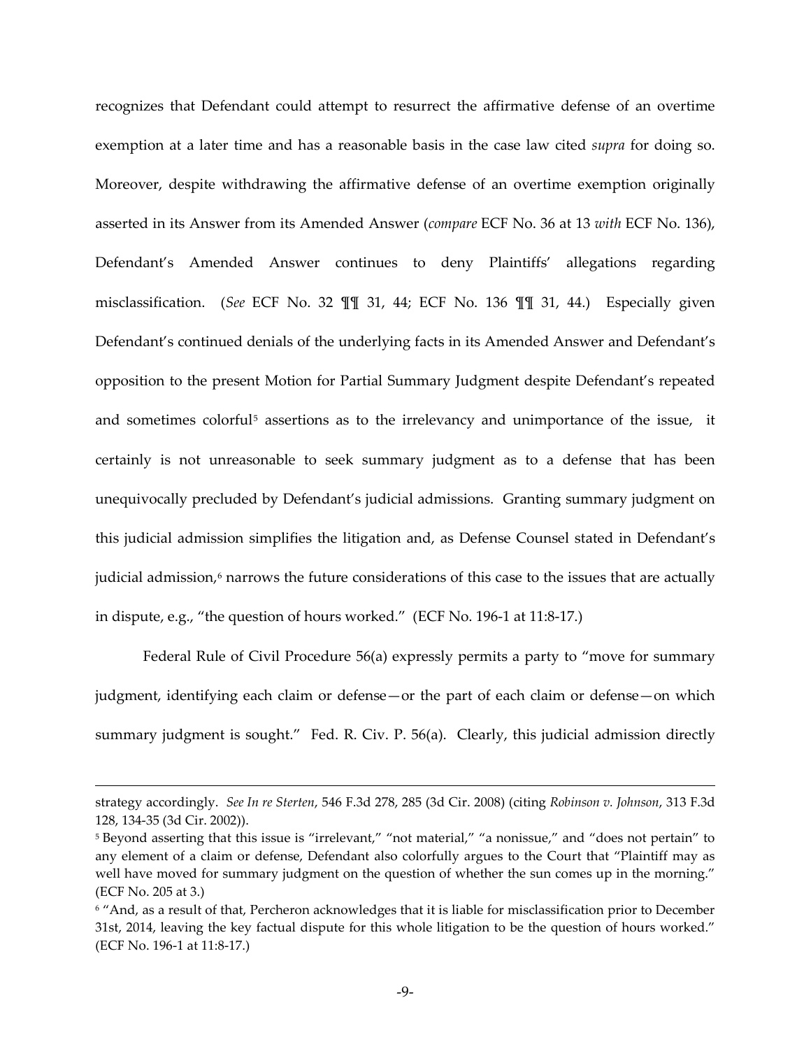recognizes that Defendant could attempt to resurrect the affirmative defense of an overtime exemption at a later time and has a reasonable basis in the case law cited *supra* for doing so. Moreover, despite withdrawing the affirmative defense of an overtime exemption originally asserted in its Answer from its Amended Answer (*compare* ECF No. 36 at 13 *with* ECF No. 136), Defendant's Amended Answer continues to deny Plaintiffs' allegations regarding misclassification. (*See* ECF No. 32 ¶¶ 31, 44; ECF No. 136 ¶¶ 31, 44.) Especially given Defendant's continued denials of the underlying facts in its Amended Answer and Defendant's opposition to the present Motion for Partial Summary Judgment despite Defendant's repeated and sometimes colorful[5] assertions as to the irrelevancy and unimportance of the issue, it certainly is not unreasonable to seek summary judgment as to a defense that has been unequivocally precluded by Defendant's judicial admissions. Granting summary judgment on this judicial admission simplifies the litigation and, as Defense Counsel stated in Defendant's judicial admission,[6] narrows the future considerations of this case to the issues that are actually in dispute, e.g., "the question of hours worked." (ECF No. 196-1 at 11:8-17.)

Federal Rule of Civil Procedure 56(a) expressly permits a party to "move for summary judgment, identifying each claim or defense—or the part of each claim or defense—on which summary judgment is sought." Fed. R. Civ. P. 56(a). Clearly, this judicial admission directly

---

strategy accordingly. *See In re Sterten*, 546 F.3d 278, 285 (3d Cir. 2008) (citing *Robinson v. Johnson*, 313 F.3d 128, 134-35 (3d Cir. 2002)).

[5] Beyond asserting that this issue is "irrelevant," "not material," "a nonissue," and "does not pertain" to any element of a claim or defense, Defendant also colorfully argues to the Court that "Plaintiff may as well have moved for summary judgment on the question of whether the sun comes up in the morning." (ECF No. 205 at 3.)

[6] "And, as a result of that, Percheron acknowledges that it is liable for misclassification prior to December 31st, 2014, leaving the key factual dispute for this whole litigation to be the question of hours worked." (ECF No. 196-1 at 11:8-17.)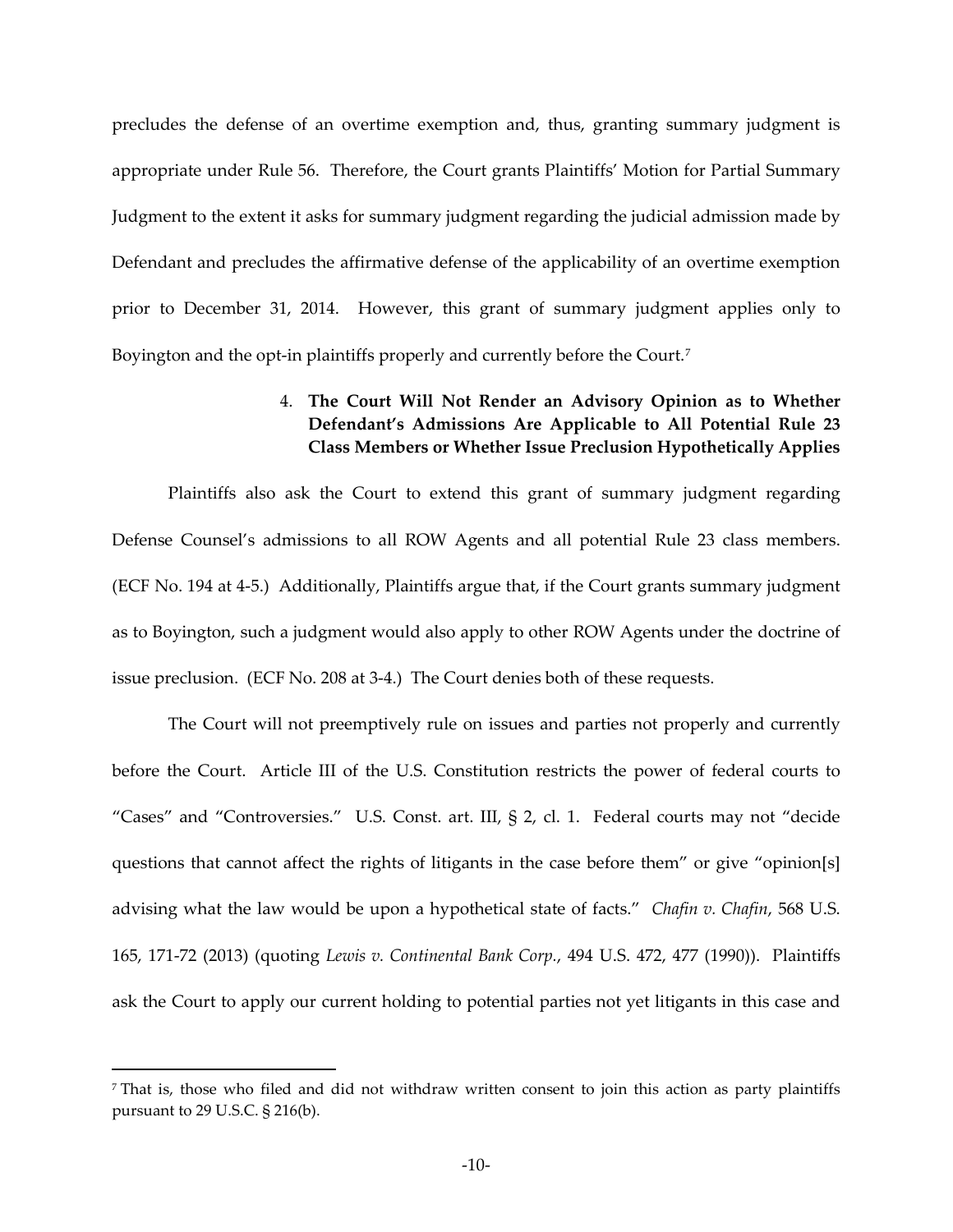precludes the defense of an overtime exemption and, thus, granting summary judgment is appropriate under Rule 56. Therefore, the Court grants Plaintiffs' Motion for Partial Summary Judgment to the extent it asks for summary judgment regarding the judicial admission made by Defendant and precludes the affirmative defense of the applicability of an overtime exemption prior to December 31, 2014. However, this grant of summary judgment applies only to Boyington and the opt-in plaintiffs properly and currently before the Court.[7]

#### 4. **The Court Will Not Render an Advisory Opinion as to Whether Defendant's Admissions Are Applicable to All Potential Rule 23 Class Members or Whether Issue Preclusion Hypothetically Applies**

Plaintiffs also ask the Court to extend this grant of summary judgment regarding Defense Counsel's admissions to all ROW Agents and all potential Rule 23 class members. (ECF No. 194 at 4-5.) Additionally, Plaintiffs argue that, if the Court grants summary judgment as to Boyington, such a judgment would also apply to other ROW Agents under the doctrine of issue preclusion. (ECF No. 208 at 3-4.) The Court denies both of these requests.

The Court will not preemptively rule on issues and parties not properly and currently before the Court. Article III of the U.S. Constitution restricts the power of federal courts to "Cases" and "Controversies." U.S. Const. art. III, § 2, cl. 1. Federal courts may not "decide questions that cannot affect the rights of litigants in the case before them" or give "opinion[s] advising what the law would be upon a hypothetical state of facts." *Chafin v. Chafin*, 568 U.S. 165, 171-72 (2013) (quoting *Lewis v. Continental Bank Corp.*, 494 U.S. 472, 477 (1990)). Plaintiffs ask the Court to apply our current holding to potential parties not yet litigants in this case and

---

[7] That is, those who filed and did not withdraw written consent to join this action as party plaintiffs pursuant to 29 U.S.C. § 216(b).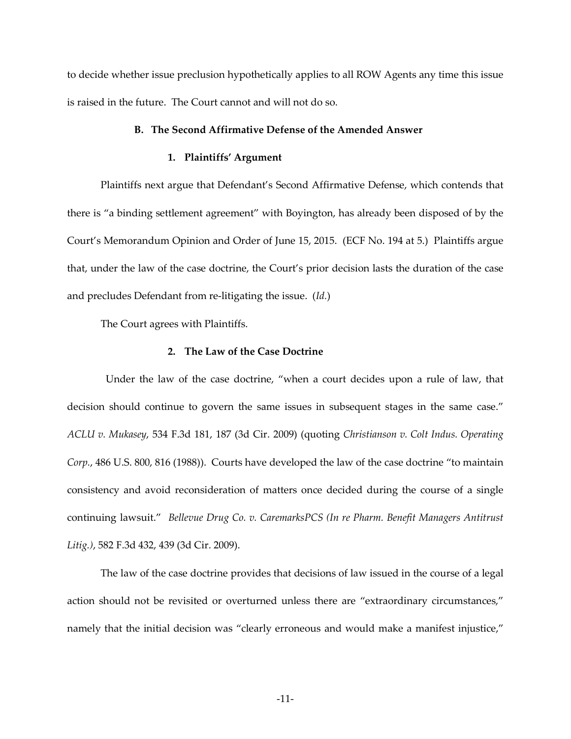to decide whether issue preclusion hypothetically applies to all ROW Agents any time this issue is raised in the future. The Court cannot and will not do so.

### B. The Second Affirmative Defense of the Amended Answer

#### 1. Plaintiffs' Argument

Plaintiffs next argue that Defendant's Second Affirmative Defense, which contends that there is "a binding settlement agreement" with Boyington, has already been disposed of by the Court's Memorandum Opinion and Order of June 15, 2015. (ECF No. 194 at 5.) Plaintiffs argue that, under the law of the case doctrine, the Court's prior decision lasts the duration of the case and precludes Defendant from re-litigating the issue. (*Id.*)

The Court agrees with Plaintiffs.

#### 2. The Law of the Case Doctrine

Under the law of the case doctrine, "when a court decides upon a rule of law, that decision should continue to govern the same issues in subsequent stages in the same case." *ACLU v. Mukasey*, 534 F.3d 181, 187 (3d Cir. 2009) (quoting *Christianson v. Colt Indus. Operating Corp.*, 486 U.S. 800, 816 (1988)). Courts have developed the law of the case doctrine "to maintain consistency and avoid reconsideration of matters once decided during the course of a single continuing lawsuit." *Bellevue Drug Co. v. CaremarksPCS (In re Pharm. Benefit Managers Antitrust Litig.)*, 582 F.3d 432, 439 (3d Cir. 2009).

The law of the case doctrine provides that decisions of law issued in the course of a legal action should not be revisited or overturned unless there are "extraordinary circumstances," namely that the initial decision was "clearly erroneous and would make a manifest injustice,"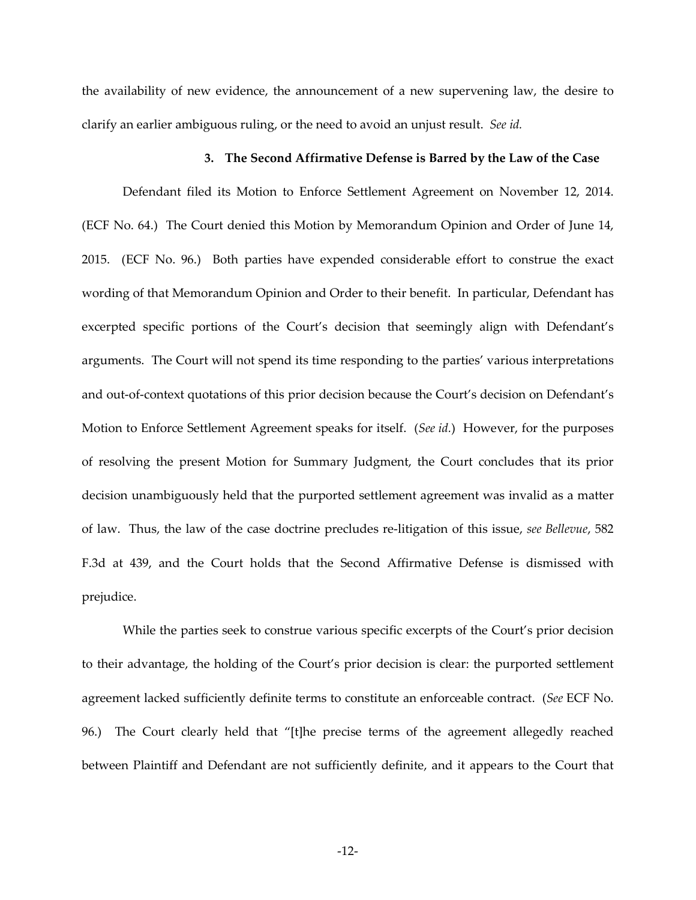the availability of new evidence, the announcement of a new supervening law, the desire to clarify an earlier ambiguous ruling, or the need to avoid an unjust result. *See id.*

### 3. The Second Affirmative Defense is Barred by the Law of the Case

Defendant filed its Motion to Enforce Settlement Agreement on November 12, 2014. (ECF No. 64.) The Court denied this Motion by Memorandum Opinion and Order of June 14, 2015. (ECF No. 96.) Both parties have expended considerable effort to construe the exact wording of that Memorandum Opinion and Order to their benefit. In particular, Defendant has excerpted specific portions of the Court's decision that seemingly align with Defendant's arguments. The Court will not spend its time responding to the parties' various interpretations and out-of-context quotations of this prior decision because the Court's decision on Defendant's Motion to Enforce Settlement Agreement speaks for itself. (*See id.*) However, for the purposes of resolving the present Motion for Summary Judgment, the Court concludes that its prior decision unambiguously held that the purported settlement agreement was invalid as a matter of law. Thus, the law of the case doctrine precludes re-litigation of this issue, *see Bellevue*, 582 F.3d at 439, and the Court holds that the Second Affirmative Defense is dismissed with prejudice.

While the parties seek to construe various specific excerpts of the Court's prior decision to their advantage, the holding of the Court's prior decision is clear: the purported settlement agreement lacked sufficiently definite terms to constitute an enforceable contract. (*See* ECF No. 96.) The Court clearly held that "[t]he precise terms of the agreement allegedly reached between Plaintiff and Defendant are not sufficiently definite, and it appears to the Court that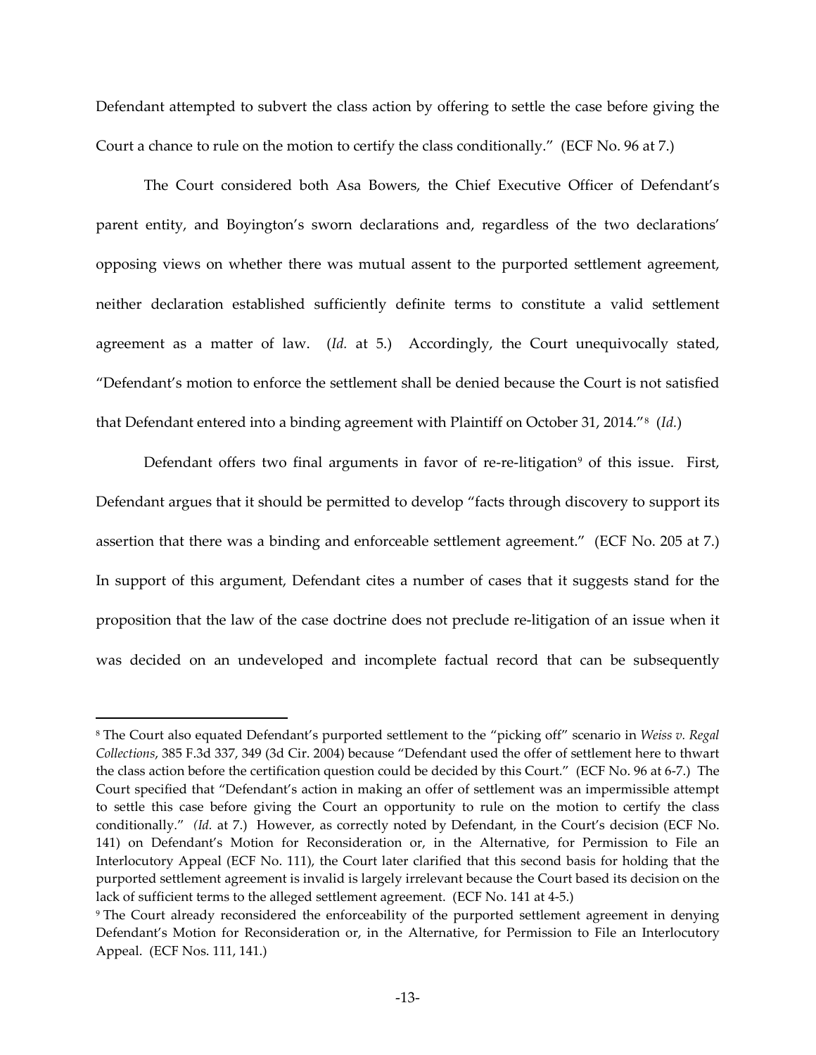Defendant attempted to subvert the class action by offering to settle the case before giving the Court a chance to rule on the motion to certify the class conditionally." (ECF No. 96 at 7.)

The Court considered both Asa Bowers, the Chief Executive Officer of Defendant's parent entity, and Boyington's sworn declarations and, regardless of the two declarations' opposing views on whether there was mutual assent to the purported settlement agreement, neither declaration established sufficiently definite terms to constitute a valid settlement agreement as a matter of law. (*Id.* at 5.) Accordingly, the Court unequivocally stated, "Defendant's motion to enforce the settlement shall be denied because the Court is not satisfied that Defendant entered into a binding agreement with Plaintiff on October 31, 2014."[8] (*Id.*)

Defendant offers two final arguments in favor of re-re-litigation[9] of this issue. First, Defendant argues that it should be permitted to develop "facts through discovery to support its assertion that there was a binding and enforceable settlement agreement." (ECF No. 205 at 7.) In support of this argument, Defendant cites a number of cases that it suggests stand for the proposition that the law of the case doctrine does not preclude re-litigation of an issue when it was decided on an undeveloped and incomplete factual record that can be subsequently

---

[8] The Court also equated Defendant's purported settlement to the "picking off" scenario in *Weiss v. Regal Collections*, 385 F.3d 337, 349 (3d Cir. 2004) because "Defendant used the offer of settlement here to thwart the class action before the certification question could be decided by this Court." (ECF No. 96 at 6-7.) The Court specified that "Defendant's action in making an offer of settlement was an impermissible attempt to settle this case before giving the Court an opportunity to rule on the motion to certify the class conditionally." (*Id.* at 7.) However, as correctly noted by Defendant, in the Court's decision (ECF No. 141) on Defendant's Motion for Reconsideration or, in the Alternative, for Permission to File an Interlocutory Appeal (ECF No. 111), the Court later clarified that this second basis for holding that the purported settlement agreement is invalid is largely irrelevant because the Court based its decision on the lack of sufficient terms to the alleged settlement agreement. (ECF No. 141 at 4-5.)

[9] The Court already reconsidered the enforceability of the purported settlement agreement in denying Defendant's Motion for Reconsideration or, in the Alternative, for Permission to File an Interlocutory Appeal. (ECF Nos. 111, 141.)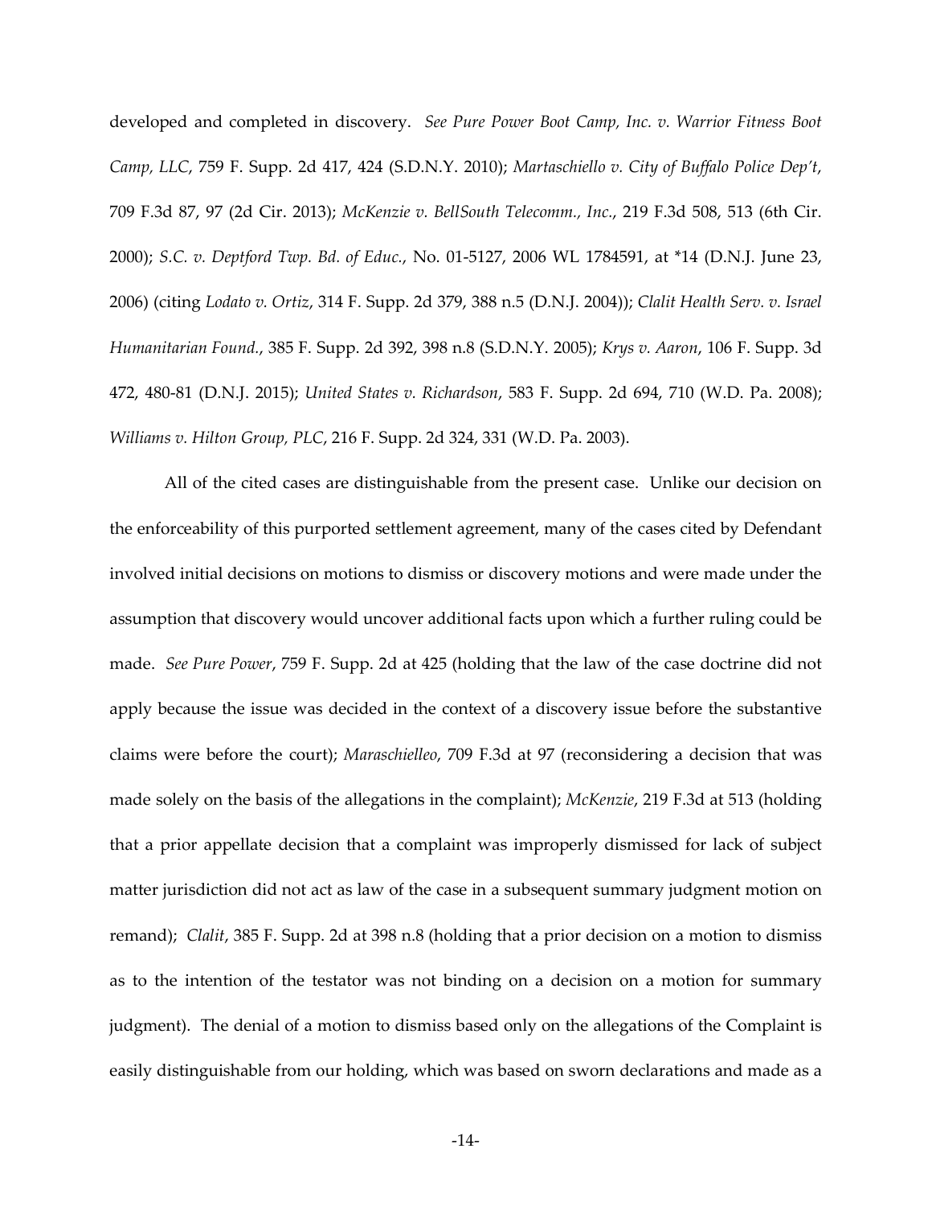developed and completed in discovery. *See Pure Power Boot Camp, Inc. v. Warrior Fitness Boot Camp, LLC*, 759 F. Supp. 2d 417, 424 (S.D.N.Y. 2010); *Martaschiello v. City of Buffalo Police Dep't*, 709 F.3d 87, 97 (2d Cir. 2013); *McKenzie v. BellSouth Telecomm., Inc.*, 219 F.3d 508, 513 (6th Cir. 2000); *S.C. v. Deptford Twp. Bd. of Educ.*, No. 01-5127, 2006 WL 1784591, at *14 (D.N.J. June 23, 2006) (citing *Lodato v. Ortiz*, 314 F. Supp. 2d 379, 388 n.5 (D.N.J. 2004)); *Clalit Health Serv. v. Israel Humanitarian Found.*, 385 F. Supp. 2d 392, 398 n.8 (S.D.N.Y. 2005); *Krys v. Aaron*, 106 F. Supp. 3d 472, 480-81 (D.N.J. 2015); *United States v. Richardson*, 583 F. Supp. 2d 694, 710 (W.D. Pa. 2008); *Williams v. Hilton Group, PLC*, 216 F. Supp. 2d 324, 331 (W.D. Pa. 2003).

All of the cited cases are distinguishable from the present case. Unlike our decision on the enforceability of this purported settlement agreement, many of the cases cited by Defendant involved initial decisions on motions to dismiss or discovery motions and were made under the assumption that discovery would uncover additional facts upon which a further ruling could be made. *See Pure Power*, 759 F. Supp. 2d at 425 (holding that the law of the case doctrine did not apply because the issue was decided in the context of a discovery issue before the substantive claims were before the court); *Maraschielleo*, 709 F.3d at 97 (reconsidering a decision that was made solely on the basis of the allegations in the complaint); *McKenzie*, 219 F.3d at 513 (holding that a prior appellate decision that a complaint was improperly dismissed for lack of subject matter jurisdiction did not act as law of the case in a subsequent summary judgment motion on remand); *Clalit*, 385 F. Supp. 2d at 398 n.8 (holding that a prior decision on a motion to dismiss as to the intention of the testator was not binding on a decision on a motion for summary judgment). The denial of a motion to dismiss based only on the allegations of the Complaint is easily distinguishable from our holding, which was based on sworn declarations and made as a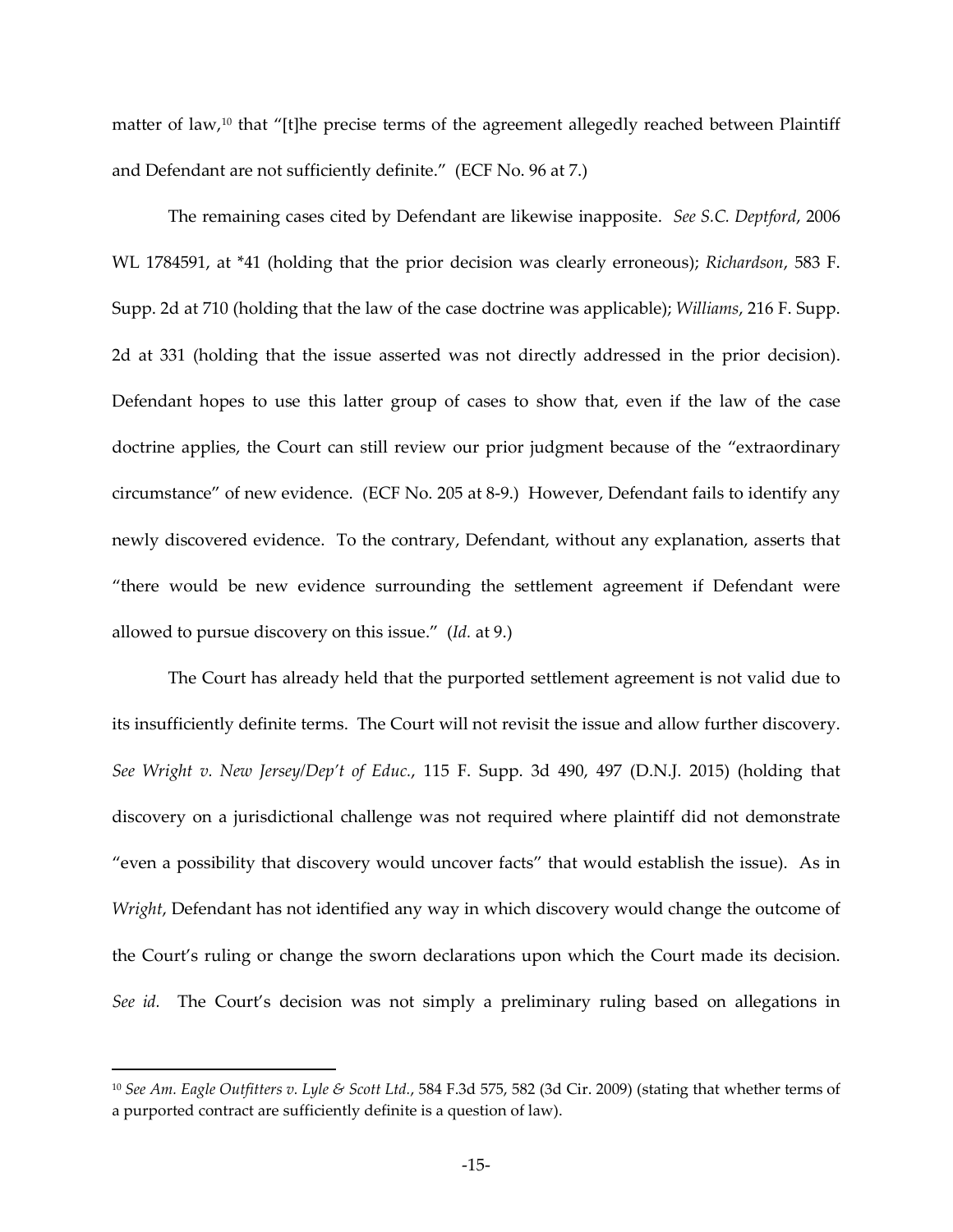matter of law,[10] that "[t]he precise terms of the agreement allegedly reached between Plaintiff and Defendant are not sufficiently definite." (ECF No. 96 at 7.)

The remaining cases cited by Defendant are likewise inapposite. *See S.C. Deptford*, 2006 WL 1784591, at *41 (holding that the prior decision was clearly erroneous); *Richardson*, 583 F. Supp. 2d at 710 (holding that the law of the case doctrine was applicable); *Williams*, 216 F. Supp. 2d at 331 (holding that the issue asserted was not directly addressed in the prior decision). Defendant hopes to use this latter group of cases to show that, even if the law of the case doctrine applies, the Court can still review our prior judgment because of the "extraordinary circumstance" of new evidence. (ECF No. 205 at 8-9.) However, Defendant fails to identify any newly discovered evidence. To the contrary, Defendant, without any explanation, asserts that "there would be new evidence surrounding the settlement agreement if Defendant were allowed to pursue discovery on this issue." (*Id.* at 9.)

The Court has already held that the purported settlement agreement is not valid due to its insufficiently definite terms. The Court will not revisit the issue and allow further discovery. *See Wright v. New Jersey/Dep't of Educ.*, 115 F. Supp. 3d 490, 497 (D.N.J. 2015) (holding that discovery on a jurisdictional challenge was not required where plaintiff did not demonstrate "even a possibility that discovery would uncover facts" that would establish the issue). As in *Wright*, Defendant has not identified any way in which discovery would change the outcome of the Court's ruling or change the sworn declarations upon which the Court made its decision. *See id.* The Court's decision was not simply a preliminary ruling based on allegations in

---

[10] *See Am. Eagle Outfitters v. Lyle & Scott Ltd.*, 584 F.3d 575, 582 (3d Cir. 2009) (stating that whether terms of a purported contract are sufficiently definite is a question of law).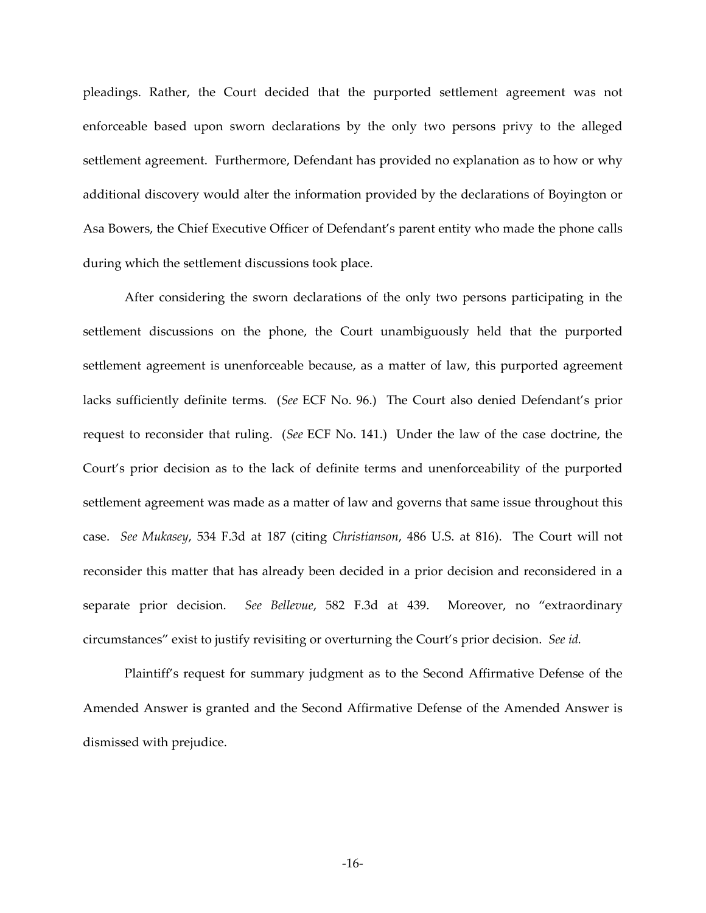pleadings. Rather, the Court decided that the purported settlement agreement was not enforceable based upon sworn declarations by the only two persons privy to the alleged settlement agreement. Furthermore, Defendant has provided no explanation as to how or why additional discovery would alter the information provided by the declarations of Boyington or Asa Bowers, the Chief Executive Officer of Defendant's parent entity who made the phone calls during which the settlement discussions took place.

After considering the sworn declarations of the only two persons participating in the settlement discussions on the phone, the Court unambiguously held that the purported settlement agreement is unenforceable because, as a matter of law, this purported agreement lacks sufficiently definite terms. (*See* ECF No. 96.) The Court also denied Defendant's prior request to reconsider that ruling. (*See* ECF No. 141.) Under the law of the case doctrine, the Court's prior decision as to the lack of definite terms and unenforceability of the purported settlement agreement was made as a matter of law and governs that same issue throughout this case. *See Mukasey*, 534 F.3d at 187 (citing *Christianson*, 486 U.S. at 816). The Court will not reconsider this matter that has already been decided in a prior decision and reconsidered in a separate prior decision. *See Bellevue*, 582 F.3d at 439. Moreover, no "extraordinary circumstances" exist to justify revisiting or overturning the Court's prior decision. *See id.*

Plaintiff's request for summary judgment as to the Second Affirmative Defense of the Amended Answer is granted and the Second Affirmative Defense of the Amended Answer is dismissed with prejudice.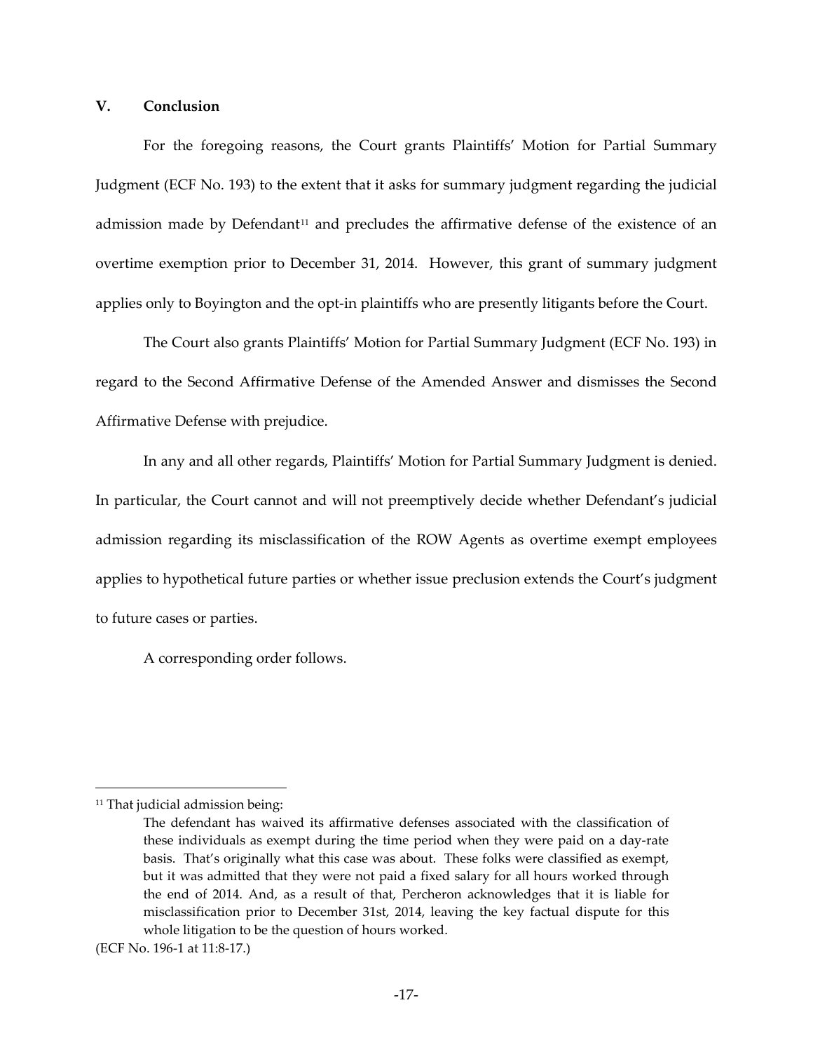## V. Conclusion

For the foregoing reasons, the Court grants Plaintiffs' Motion for Partial Summary Judgment (ECF No. 193) to the extent that it asks for summary judgment regarding the judicial admission made by Defendant[11] and precludes the affirmative defense of the existence of an overtime exemption prior to December 31, 2014. However, this grant of summary judgment applies only to Boyington and the opt-in plaintiffs who are presently litigants before the Court.

The Court also grants Plaintiffs' Motion for Partial Summary Judgment (ECF No. 193) in regard to the Second Affirmative Defense of the Amended Answer and dismisses the Second Affirmative Defense with prejudice.

In any and all other regards, Plaintiffs' Motion for Partial Summary Judgment is denied. In particular, the Court cannot and will not preemptively decide whether Defendant's judicial admission regarding its misclassification of the ROW Agents as overtime exempt employees applies to hypothetical future parties or whether issue preclusion extends the Court's judgment to future cases or parties.

A corresponding order follows.

---

[11] That judicial admission being:

> The defendant has waived its affirmative defenses associated with the classification of these individuals as exempt during the time period when they were paid on a day-rate basis. That's originally what this case was about. These folks were classified as exempt, but it was admitted that they were not paid a fixed salary for all hours worked through the end of 2014. And, as a result of that, Percheron acknowledges that it is liable for misclassification prior to December 31st, 2014, leaving the key factual dispute for this whole litigation to be the question of hours worked.

(ECF No. 196-1 at 11:8-17.)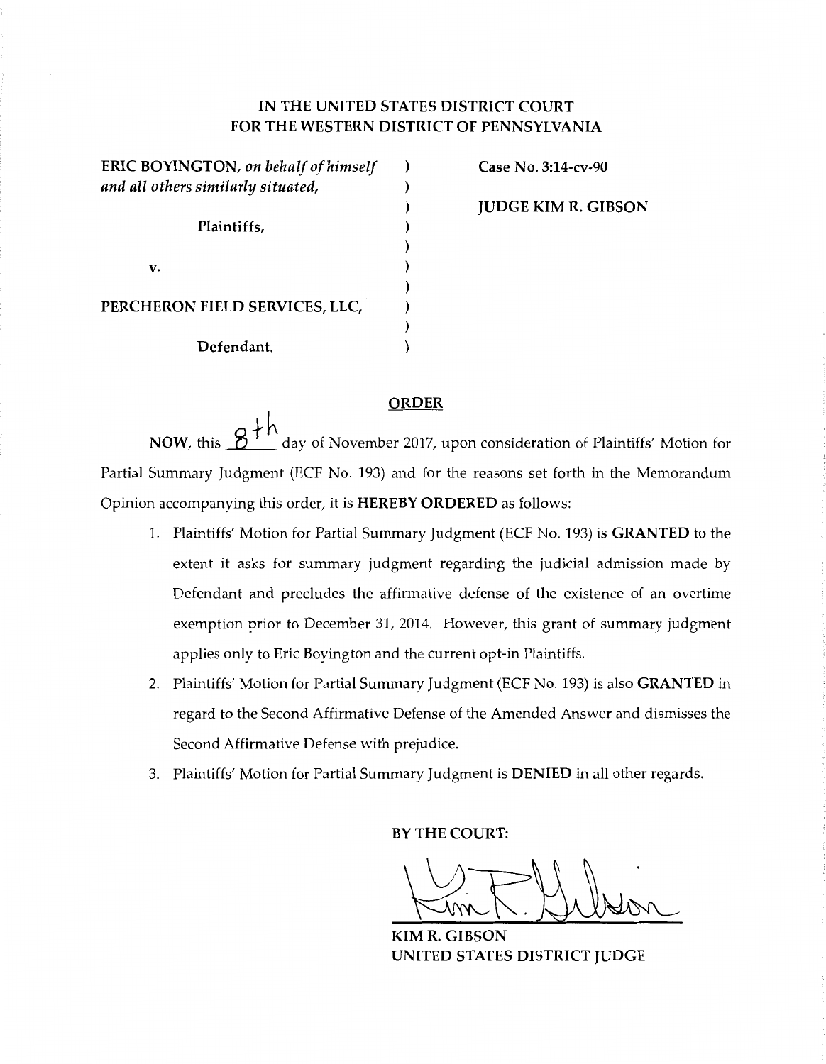IN THE UNITED STATES DISTRICT COURT
FOR THE WESTERN DISTRICT OF PENNSYLVANIA

| | | |
|---|---|---|
| ERIC BOYINGTON, *on behalf of himself and all others similarly situated,* | ) | Case No. 3:14-cv-90 |
| Plaintiffs, | ) | JUDGE KIM R. GIBSON |
| v. | ) | |
| PERCHERON FIELD SERVICES, LLC, | ) | |
| Defendant. | ) | |

## ORDER

**NOW**, this 8th day of November 2017, upon consideration of Plaintiffs' Motion for Partial Summary Judgment (ECF No. 193) and for the reasons set forth in the Memorandum Opinion accompanying this order, it is **HEREBY ORDERED** as follows:

1. Plaintiffs' Motion for Partial Summary Judgment (ECF No. 193) is **GRANTED** to the extent it asks for summary judgment regarding the judicial admission made by Defendant and precludes the affirmative defense of the existence of an overtime exemption prior to December 31, 2014. However, this grant of summary judgment applies only to Eric Boyington and the current opt-in Plaintiffs.
2. Plaintiffs' Motion for Partial Summary Judgment (ECF No. 193) is also **GRANTED** in regard to the Second Affirmative Defense of the Amended Answer and dismisses the Second Affirmative Defense with prejudice.
3. Plaintiffs' Motion for Partial Summary Judgment is **DENIED** in all other regards.

**BY THE COURT:**

**KIM R. GIBSON**
**UNITED STATES DISTRICT JUDGE**